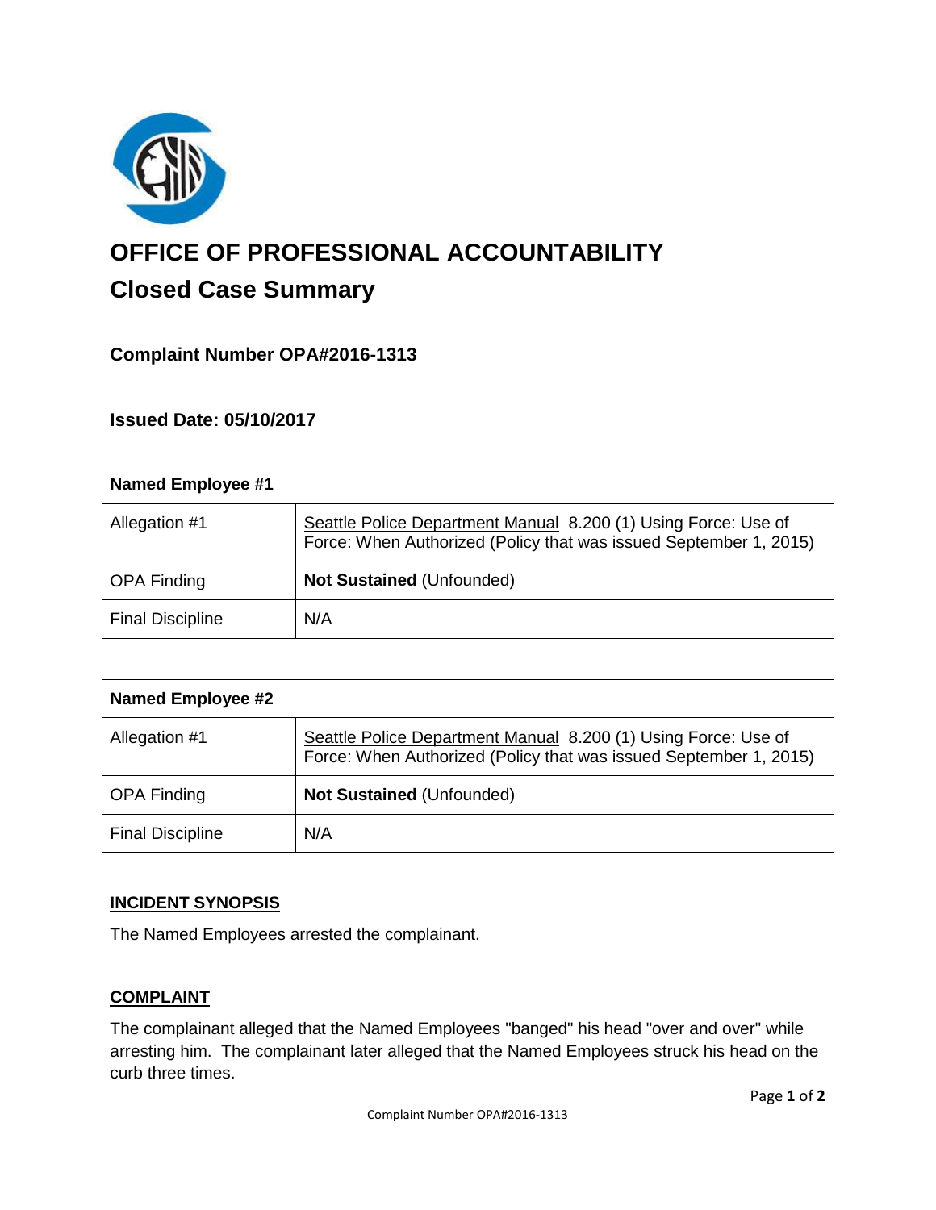# OFFICE OF PROFESSIONAL ACCOUNTABILITY

## Closed Case Summary

### Complaint Number OPA#2016-1313

### Issued Date: 05/10/2017

| **Named Employee #1** | |
|---|---|
| Allegation #1 | Seattle Police Department Manual 8.200 (1) Using Force: Use of Force: When Authorized (Policy that was issued September 1, 2015) |
| OPA Finding | **Not Sustained** (Unfounded) |
| Final Discipline | N/A |

| **Named Employee #2** | |
|---|---|
| Allegation #1 | Seattle Police Department Manual 8.200 (1) Using Force: Use of Force: When Authorized (Policy that was issued September 1, 2015) |
| OPA Finding | **Not Sustained** (Unfounded) |
| Final Discipline | N/A |

**INCIDENT SYNOPSIS**

The Named Employees arrested the complainant.

**COMPLAINT**

The complainant alleged that the Named Employees "banged" his head "over and over" while arresting him. The complainant later alleged that the Named Employees struck his head on the curb three times.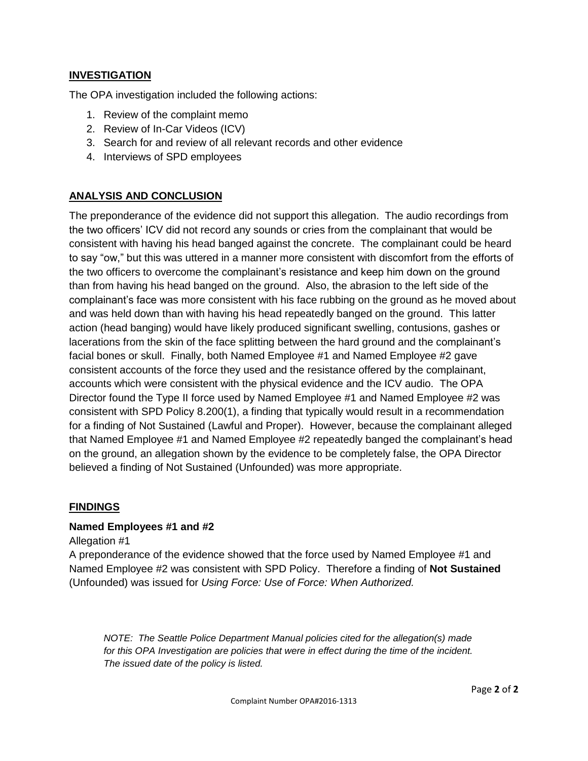## INVESTIGATION

The OPA investigation included the following actions:

1. Review of the complaint memo
2. Review of In-Car Videos (ICV)
3. Search for and review of all relevant records and other evidence
4. Interviews of SPD employees

## ANALYSIS AND CONCLUSION

The preponderance of the evidence did not support this allegation. The audio recordings from the two officers' ICV did not record any sounds or cries from the complainant that would be consistent with having his head banged against the concrete. The complainant could be heard to say "ow," but this was uttered in a manner more consistent with discomfort from the efforts of the two officers to overcome the complainant's resistance and keep him down on the ground than from having his head banged on the ground. Also, the abrasion to the left side of the complainant's face was more consistent with his face rubbing on the ground as he moved about and was held down than with having his head repeatedly banged on the ground. This latter action (head banging) would have likely produced significant swelling, contusions, gashes or lacerations from the skin of the face splitting between the hard ground and the complainant's facial bones or skull. Finally, both Named Employee #1 and Named Employee #2 gave consistent accounts of the force they used and the resistance offered by the complainant, accounts which were consistent with the physical evidence and the ICV audio. The OPA Director found the Type II force used by Named Employee #1 and Named Employee #2 was consistent with SPD Policy 8.200(1), a finding that typically would result in a recommendation for a finding of Not Sustained (Lawful and Proper). However, because the complainant alleged that Named Employee #1 and Named Employee #2 repeatedly banged the complainant's head on the ground, an allegation shown by the evidence to be completely false, the OPA Director believed a finding of Not Sustained (Unfounded) was more appropriate.

## FINDINGS

### Named Employees #1 and #2

Allegation #1

A preponderance of the evidence showed that the force used by Named Employee #1 and Named Employee #2 was consistent with SPD Policy. Therefore a finding of **Not Sustained** (Unfounded) was issued for *Using Force: Use of Force: When Authorized.*

*NOTE: The Seattle Police Department Manual policies cited for the allegation(s) made for this OPA Investigation are policies that were in effect during the time of the incident. The issued date of the policy is listed.*

Complaint Number OPA#2016-1313